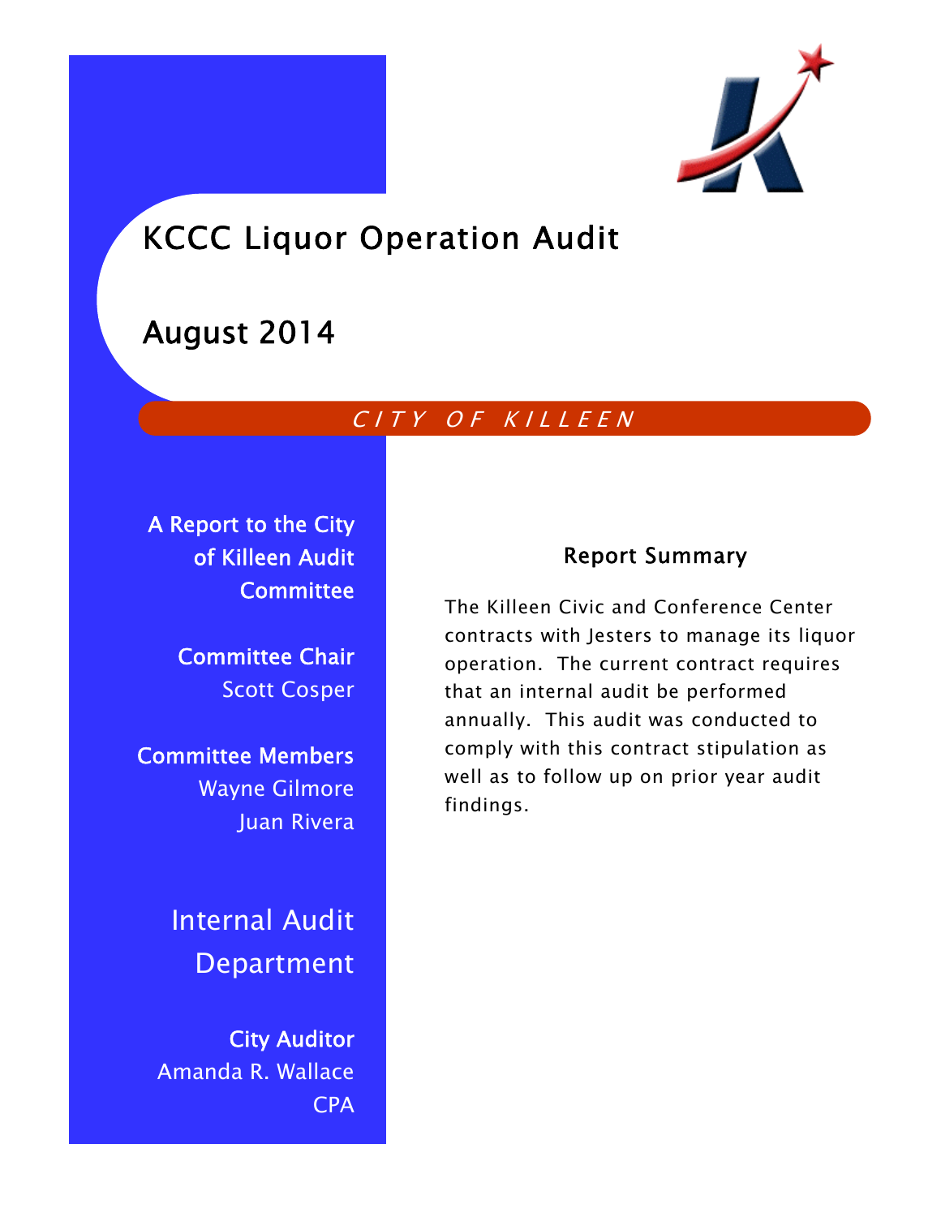# KCCC Liquor Operation Audit

# August 2014

*CITY OF KILLEEN*

**A Report to the City of Killeen Audit Committee**

**Committee Chair**
Scott Cosper

**Committee Members**
Wayne Gilmore
Juan Rivera

## Internal Audit Department

**City Auditor**
Amanda R. Wallace
CPA

### Report Summary

The Killeen Civic and Conference Center contracts with Jesters to manage its liquor operation. The current contract requires that an internal audit be performed annually. This audit was conducted to comply with this contract stipulation as well as to follow up on prior year audit findings.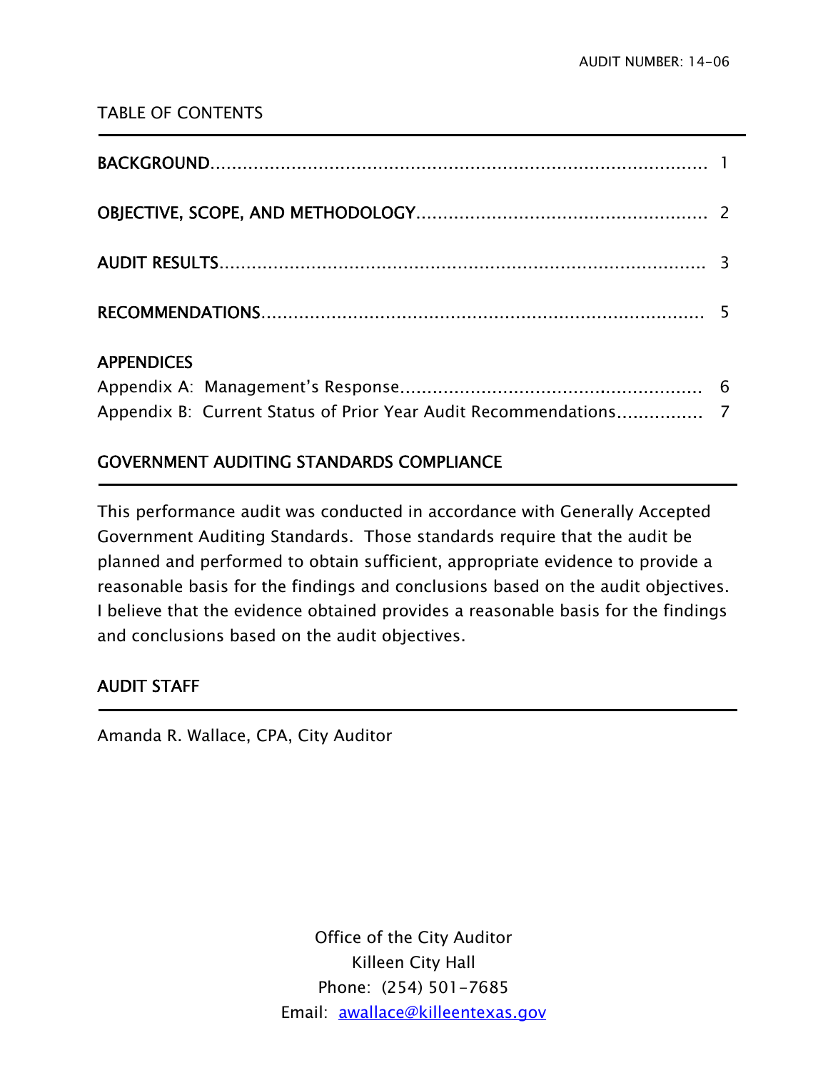AUDIT NUMBER: 14-06

TABLE OF CONTENTS

| | |
|---|---|
| **BACKGROUND** | 1 |
| **OBJECTIVE, SCOPE, AND METHODOLOGY** | 2 |
| **AUDIT RESULTS** | 3 |
| **RECOMMENDATIONS** | 5 |

**APPENDICES**

| | |
|---|---|
| Appendix A: Management's Response | 6 |
| Appendix B: Current Status of Prior Year Audit Recommendations | 7 |

## GOVERNMENT AUDITING STANDARDS COMPLIANCE

This performance audit was conducted in accordance with Generally Accepted Government Auditing Standards. Those standards require that the audit be planned and performed to obtain sufficient, appropriate evidence to provide a reasonable basis for the findings and conclusions based on the audit objectives. I believe that the evidence obtained provides a reasonable basis for the findings and conclusions based on the audit objectives.

## AUDIT STAFF

Amanda R. Wallace, CPA, City Auditor

Office of the City Auditor
Killeen City Hall
Phone: (254) 501-7685
Email: awallace@killeentexas.gov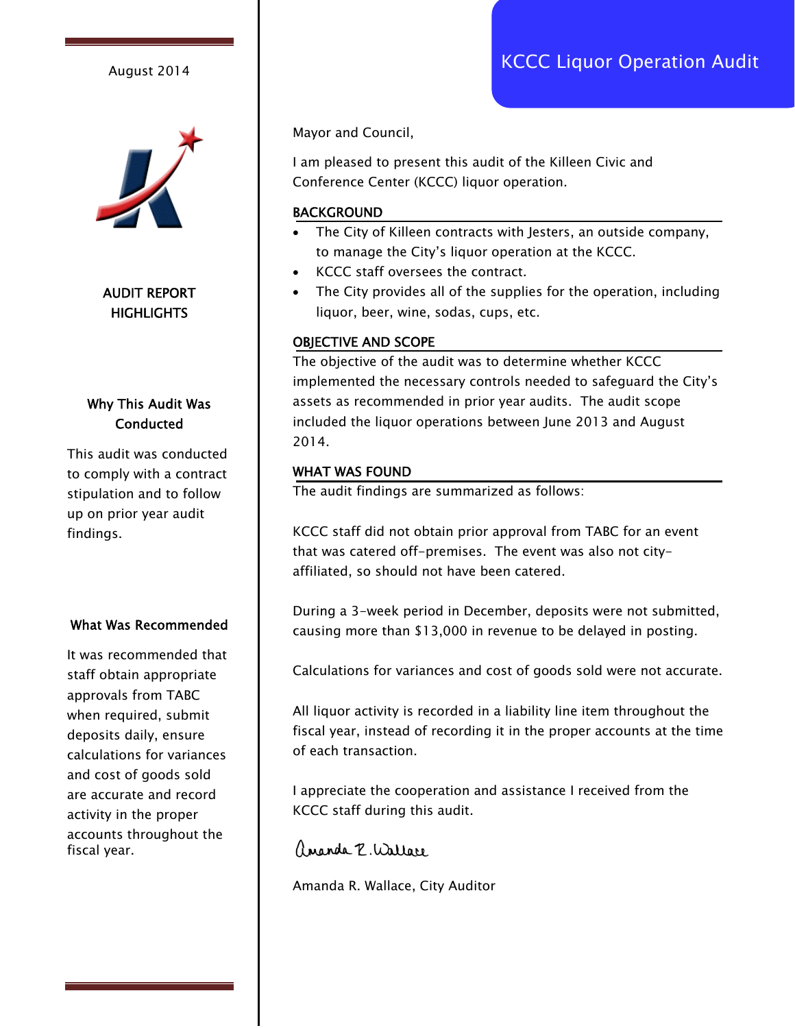August 2014

# AUDIT REPORT HIGHLIGHTS

### Why This Audit Was Conducted

This audit was conducted to comply with a contract stipulation and to follow up on prior year audit findings.

### What Was Recommended

It was recommended that staff obtain appropriate approvals from TABC when required, submit deposits daily, ensure calculations for variances and cost of goods sold are accurate and record activity in the proper accounts throughout the fiscal year.

## KCCC Liquor Operation Audit

Mayor and Council,

I am pleased to present this audit of the Killeen Civic and Conference Center (KCCC) liquor operation.

### BACKGROUND

- The City of Killeen contracts with Jesters, an outside company, to manage the City's liquor operation at the KCCC.
- KCCC staff oversees the contract.
- The City provides all of the supplies for the operation, including liquor, beer, wine, sodas, cups, etc.

### OBJECTIVE AND SCOPE

The objective of the audit was to determine whether KCCC implemented the necessary controls needed to safeguard the City's assets as recommended in prior year audits. The audit scope included the liquor operations between June 2013 and August 2014.

### WHAT WAS FOUND

The audit findings are summarized as follows:

KCCC staff did not obtain prior approval from TABC for an event that was catered off-premises. The event was also not city-affiliated, so should not have been catered.

During a 3-week period in December, deposits were not submitted, causing more than $13,000 in revenue to be delayed in posting.

Calculations for variances and cost of goods sold were not accurate.

All liquor activity is recorded in a liability line item throughout the fiscal year, instead of recording it in the proper accounts at the time of each transaction.

I appreciate the cooperation and assistance I received from the KCCC staff during this audit.

Amanda R. Wallace

Amanda R. Wallace, City Auditor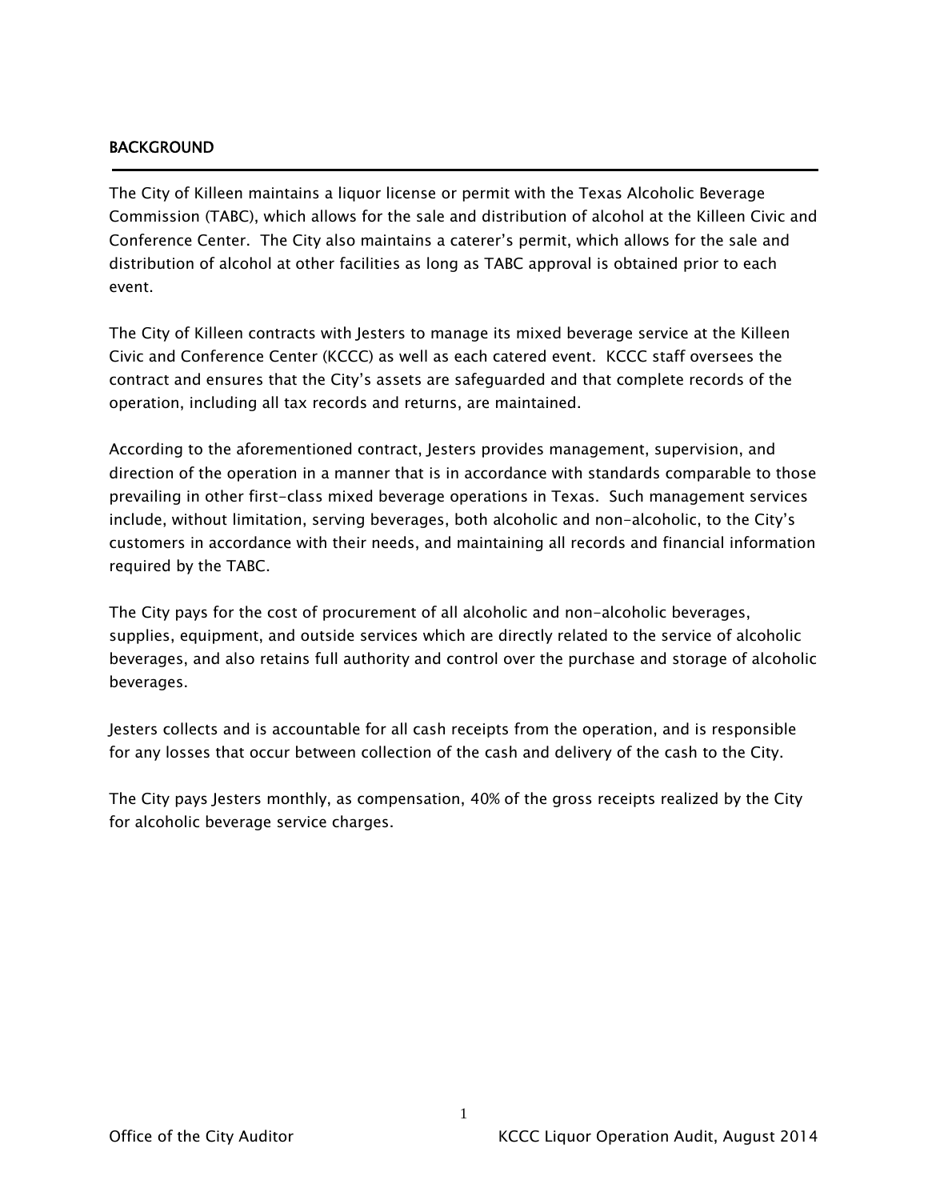## BACKGROUND

The City of Killeen maintains a liquor license or permit with the Texas Alcoholic Beverage Commission (TABC), which allows for the sale and distribution of alcohol at the Killeen Civic and Conference Center. The City also maintains a caterer's permit, which allows for the sale and distribution of alcohol at other facilities as long as TABC approval is obtained prior to each event.

The City of Killeen contracts with Jesters to manage its mixed beverage service at the Killeen Civic and Conference Center (KCCC) as well as each catered event. KCCC staff oversees the contract and ensures that the City's assets are safeguarded and that complete records of the operation, including all tax records and returns, are maintained.

According to the aforementioned contract, Jesters provides management, supervision, and direction of the operation in a manner that is in accordance with standards comparable to those prevailing in other first-class mixed beverage operations in Texas. Such management services include, without limitation, serving beverages, both alcoholic and non-alcoholic, to the City's customers in accordance with their needs, and maintaining all records and financial information required by the TABC.

The City pays for the cost of procurement of all alcoholic and non-alcoholic beverages, supplies, equipment, and outside services which are directly related to the service of alcoholic beverages, and also retains full authority and control over the purchase and storage of alcoholic beverages.

Jesters collects and is accountable for all cash receipts from the operation, and is responsible for any losses that occur between collection of the cash and delivery of the cash to the City.

The City pays Jesters monthly, as compensation, 40% of the gross receipts realized by the City for alcoholic beverage service charges.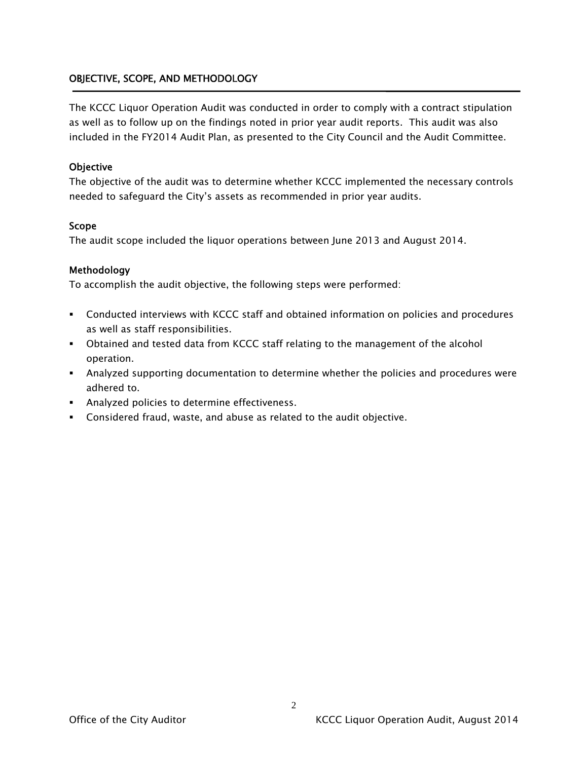## OBJECTIVE, SCOPE, AND METHODOLOGY

The KCCC Liquor Operation Audit was conducted in order to comply with a contract stipulation as well as to follow up on the findings noted in prior year audit reports. This audit was also included in the FY2014 Audit Plan, as presented to the City Council and the Audit Committee.

### Objective

The objective of the audit was to determine whether KCCC implemented the necessary controls needed to safeguard the City's assets as recommended in prior year audits.

### Scope

The audit scope included the liquor operations between June 2013 and August 2014.

### Methodology

To accomplish the audit objective, the following steps were performed:

- Conducted interviews with KCCC staff and obtained information on policies and procedures as well as staff responsibilities.
- Obtained and tested data from KCCC staff relating to the management of the alcohol operation.
- Analyzed supporting documentation to determine whether the policies and procedures were adhered to.
- Analyzed policies to determine effectiveness.
- Considered fraud, waste, and abuse as related to the audit objective.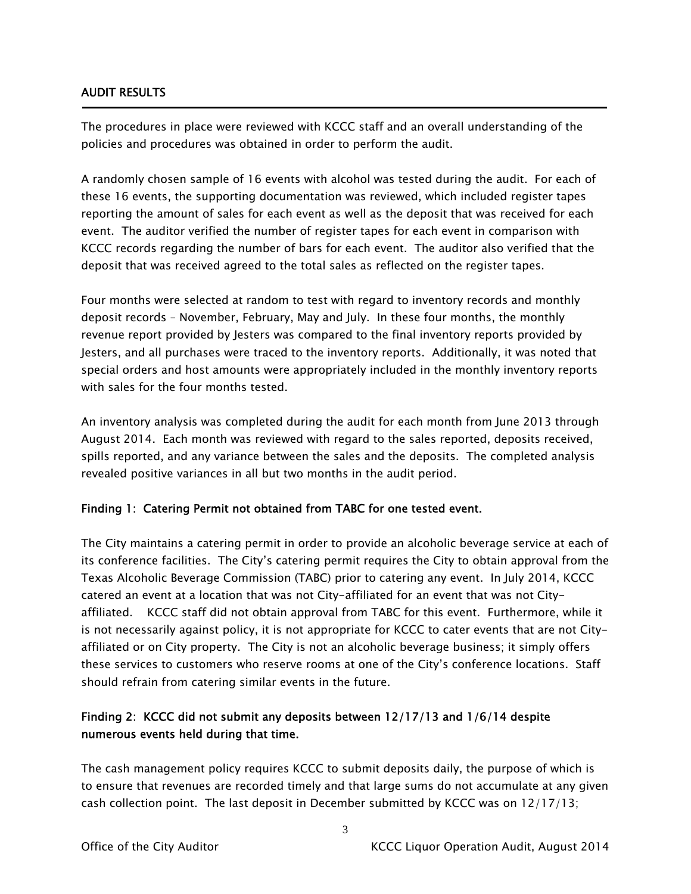## AUDIT RESULTS

The procedures in place were reviewed with KCCC staff and an overall understanding of the policies and procedures was obtained in order to perform the audit.

A randomly chosen sample of 16 events with alcohol was tested during the audit. For each of these 16 events, the supporting documentation was reviewed, which included register tapes reporting the amount of sales for each event as well as the deposit that was received for each event. The auditor verified the number of register tapes for each event in comparison with KCCC records regarding the number of bars for each event. The auditor also verified that the deposit that was received agreed to the total sales as reflected on the register tapes.

Four months were selected at random to test with regard to inventory records and monthly deposit records – November, February, May and July. In these four months, the monthly revenue report provided by Jesters was compared to the final inventory reports provided by Jesters, and all purchases were traced to the inventory reports. Additionally, it was noted that special orders and host amounts were appropriately included in the monthly inventory reports with sales for the four months tested.

An inventory analysis was completed during the audit for each month from June 2013 through August 2014. Each month was reviewed with regard to the sales reported, deposits received, spills reported, and any variance between the sales and the deposits. The completed analysis revealed positive variances in all but two months in the audit period.

### Finding 1: Catering Permit not obtained from TABC for one tested event.

The City maintains a catering permit in order to provide an alcoholic beverage service at each of its conference facilities. The City's catering permit requires the City to obtain approval from the Texas Alcoholic Beverage Commission (TABC) prior to catering any event. In July 2014, KCCC catered an event at a location that was not City-affiliated for an event that was not City-affiliated. KCCC staff did not obtain approval from TABC for this event. Furthermore, while it is not necessarily against policy, it is not appropriate for KCCC to cater events that are not City-affiliated or on City property. The City is not an alcoholic beverage business; it simply offers these services to customers who reserve rooms at one of the City's conference locations. Staff should refrain from catering similar events in the future.

### Finding 2: KCCC did not submit any deposits between 12/17/13 and 1/6/14 despite numerous events held during that time.

The cash management policy requires KCCC to submit deposits daily, the purpose of which is to ensure that revenues are recorded timely and that large sums do not accumulate at any given cash collection point. The last deposit in December submitted by KCCC was on 12/17/13;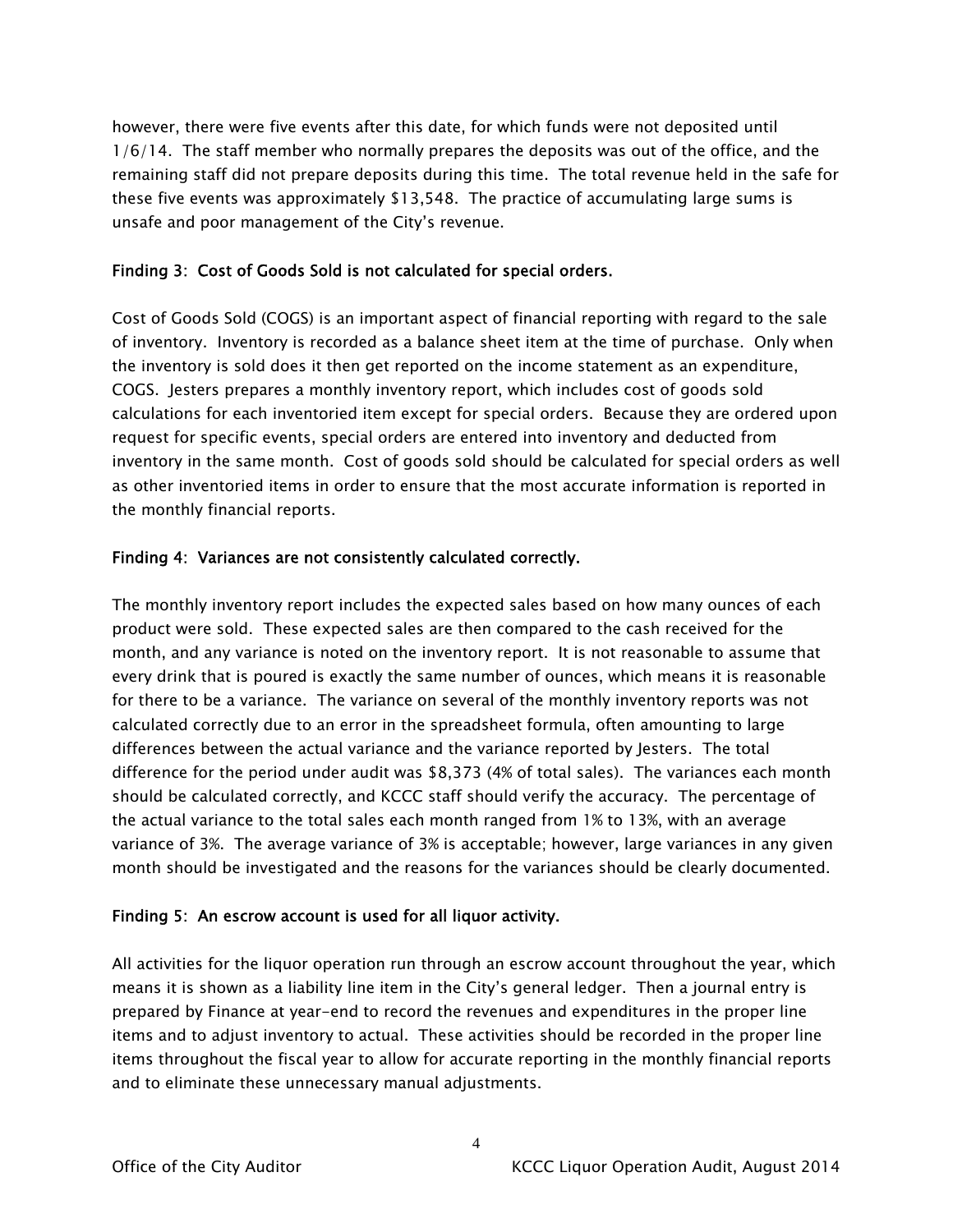however, there were five events after this date, for which funds were not deposited until 1/6/14. The staff member who normally prepares the deposits was out of the office, and the remaining staff did not prepare deposits during this time. The total revenue held in the safe for these five events was approximately $13,548. The practice of accumulating large sums is unsafe and poor management of the City's revenue.

**Finding 3: Cost of Goods Sold is not calculated for special orders.**

Cost of Goods Sold (COGS) is an important aspect of financial reporting with regard to the sale of inventory. Inventory is recorded as a balance sheet item at the time of purchase. Only when the inventory is sold does it then get reported on the income statement as an expenditure, COGS. Jesters prepares a monthly inventory report, which includes cost of goods sold calculations for each inventoried item except for special orders. Because they are ordered upon request for specific events, special orders are entered into inventory and deducted from inventory in the same month. Cost of goods sold should be calculated for special orders as well as other inventoried items in order to ensure that the most accurate information is reported in the monthly financial reports.

**Finding 4: Variances are not consistently calculated correctly.**

The monthly inventory report includes the expected sales based on how many ounces of each product were sold. These expected sales are then compared to the cash received for the month, and any variance is noted on the inventory report. It is not reasonable to assume that every drink that is poured is exactly the same number of ounces, which means it is reasonable for there to be a variance. The variance on several of the monthly inventory reports was not calculated correctly due to an error in the spreadsheet formula, often amounting to large differences between the actual variance and the variance reported by Jesters. The total difference for the period under audit was $8,373 (4% of total sales). The variances each month should be calculated correctly, and KCCC staff should verify the accuracy. The percentage of the actual variance to the total sales each month ranged from 1% to 13%, with an average variance of 3%. The average variance of 3% is acceptable; however, large variances in any given month should be investigated and the reasons for the variances should be clearly documented.

**Finding 5: An escrow account is used for all liquor activity.**

All activities for the liquor operation run through an escrow account throughout the year, which means it is shown as a liability line item in the City's general ledger. Then a journal entry is prepared by Finance at year-end to record the revenues and expenditures in the proper line items and to adjust inventory to actual. These activities should be recorded in the proper line items throughout the fiscal year to allow for accurate reporting in the monthly financial reports and to eliminate these unnecessary manual adjustments.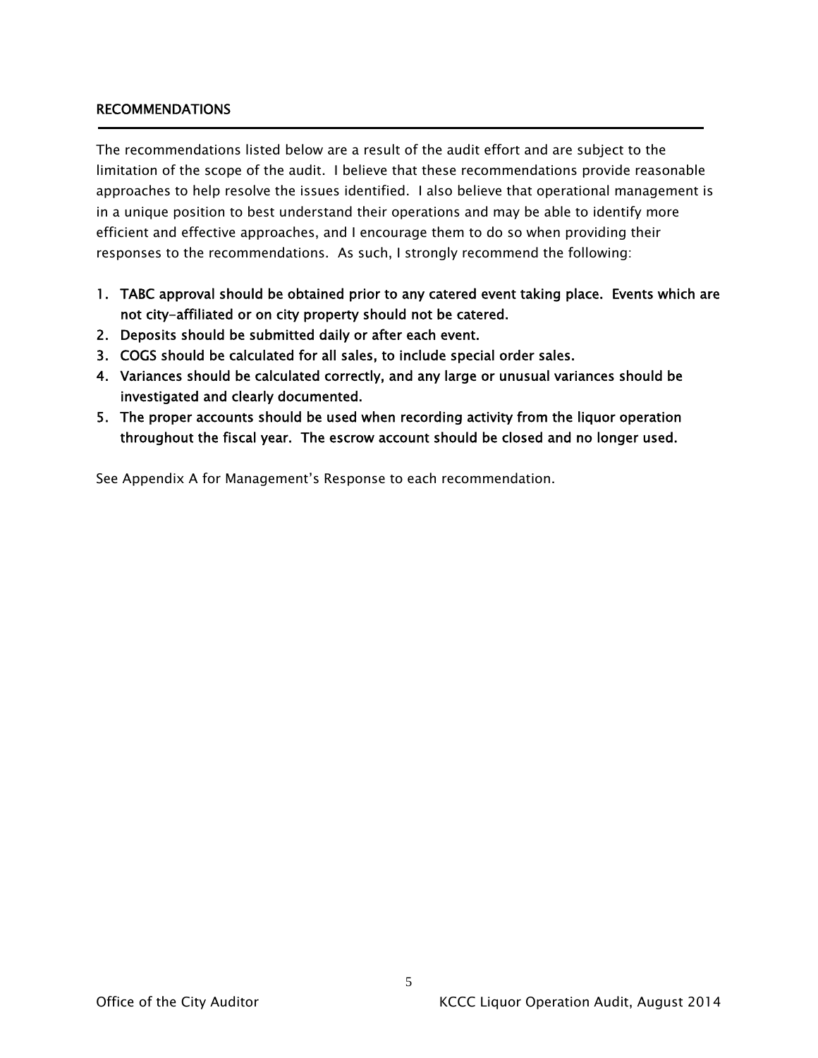## RECOMMENDATIONS

The recommendations listed below are a result of the audit effort and are subject to the limitation of the scope of the audit. I believe that these recommendations provide reasonable approaches to help resolve the issues identified. I also believe that operational management is in a unique position to best understand their operations and may be able to identify more efficient and effective approaches, and I encourage them to do so when providing their responses to the recommendations. As such, I strongly recommend the following:

1. **TABC approval should be obtained prior to any catered event taking place. Events which are not city-affiliated or on city property should not be catered.**
2. **Deposits should be submitted daily or after each event.**
3. **COGS should be calculated for all sales, to include special order sales.**
4. **Variances should be calculated correctly, and any large or unusual variances should be investigated and clearly documented.**
5. **The proper accounts should be used when recording activity from the liquor operation throughout the fiscal year. The escrow account should be closed and no longer used.**

See Appendix A for Management's Response to each recommendation.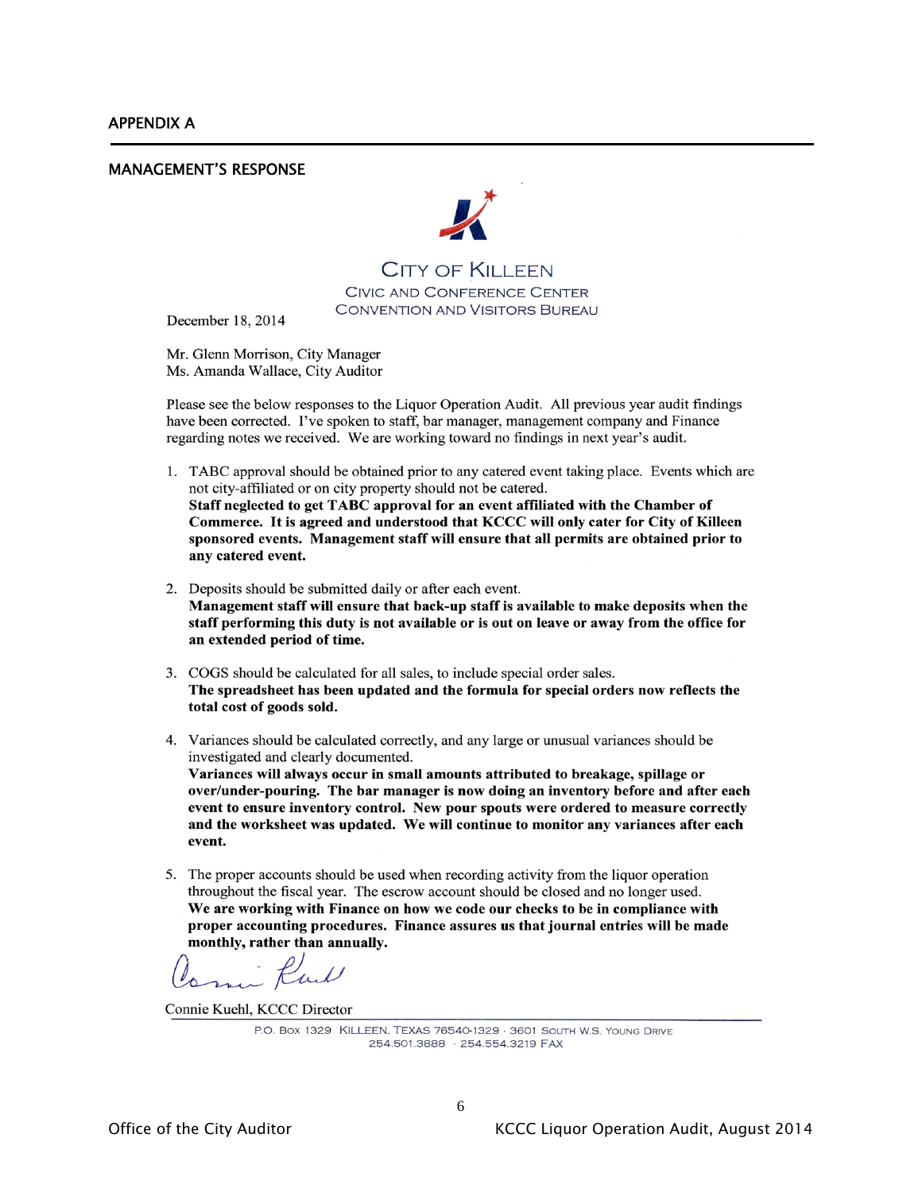## APPENDIX A

### MANAGEMENT'S RESPONSE

CITY OF KILLEEN
CIVIC AND CONFERENCE CENTER
CONVENTION AND VISITORS BUREAU

December 18, 2014

Mr. Glenn Morrison, City Manager
Ms. Amanda Wallace, City Auditor

Please see the below responses to the Liquor Operation Audit. All previous year audit findings have been corrected. I've spoken to staff, bar manager, management company and Finance regarding notes we received. We are working toward no findings in next year's audit.

1. TABC approval should be obtained prior to any catered event taking place. Events which are not city-affiliated or on city property should not be catered.
   **Staff neglected to get TABC approval for an event affiliated with the Chamber of Commerce. It is agreed and understood that KCCC will only cater for City of Killeen sponsored events. Management staff will ensure that all permits are obtained prior to any catered event.**

2. Deposits should be submitted daily or after each event.
   **Management staff will ensure that back-up staff is available to make deposits when the staff performing this duty is not available or is out on leave or away from the office for an extended period of time.**

3. COGS should be calculated for all sales, to include special order sales.
   **The spreadsheet has been updated and the formula for special orders now reflects the total cost of goods sold.**

4. Variances should be calculated correctly, and any large or unusual variances should be investigated and clearly documented.
   **Variances will always occur in small amounts attributed to breakage, spillage or over/under-pouring. The bar manager is now doing an inventory before and after each event to ensure inventory control. New pour spouts were ordered to measure correctly and the worksheet was updated. We will continue to monitor any variances after each event.**

5. The proper accounts should be used when recording activity from the liquor operation throughout the fiscal year. The escrow account should be closed and no longer used.
   **We are working with Finance on how we code our checks to be in compliance with proper accounting procedures. Finance assures us that journal entries will be made monthly, rather than annually.**

Connie Kuehl, KCCC Director

P.O. BOX 1329 KILLEEN, TEXAS 76540-1329 · 3601 SOUTH W.S. YOUNG DRIVE
254.501.3888 · 254.554.3219 FAX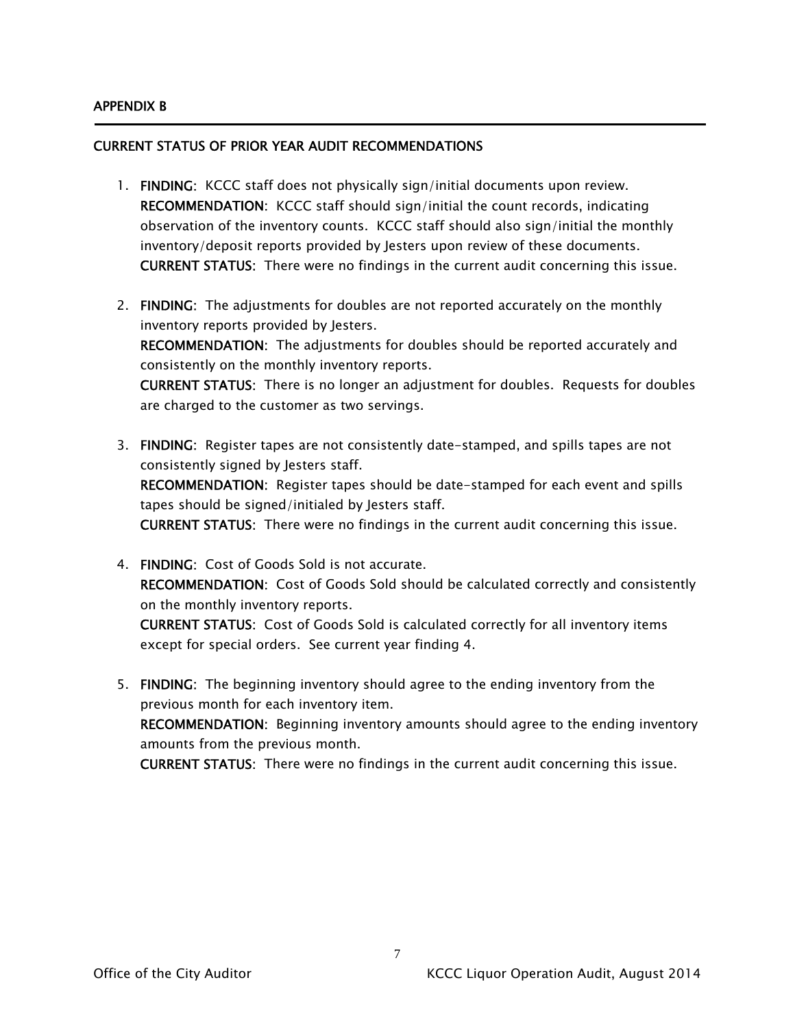## APPENDIX B

### CURRENT STATUS OF PRIOR YEAR AUDIT RECOMMENDATIONS

1. **FINDING**: KCCC staff does not physically sign/initial documents upon review.
   **RECOMMENDATION**: KCCC staff should sign/initial the count records, indicating observation of the inventory counts. KCCC staff should also sign/initial the monthly inventory/deposit reports provided by Jesters upon review of these documents.
   **CURRENT STATUS**: There were no findings in the current audit concerning this issue.

2. **FINDING**: The adjustments for doubles are not reported accurately on the monthly inventory reports provided by Jesters.
   **RECOMMENDATION**: The adjustments for doubles should be reported accurately and consistently on the monthly inventory reports.
   **CURRENT STATUS**: There is no longer an adjustment for doubles. Requests for doubles are charged to the customer as two servings.

3. **FINDING**: Register tapes are not consistently date-stamped, and spills tapes are not consistently signed by Jesters staff.
   **RECOMMENDATION**: Register tapes should be date-stamped for each event and spills tapes should be signed/initialed by Jesters staff.
   **CURRENT STATUS**: There were no findings in the current audit concerning this issue.

4. **FINDING**: Cost of Goods Sold is not accurate.
   **RECOMMENDATION**: Cost of Goods Sold should be calculated correctly and consistently on the monthly inventory reports.
   **CURRENT STATUS**: Cost of Goods Sold is calculated correctly for all inventory items except for special orders. See current year finding 4.

5. **FINDING**: The beginning inventory should agree to the ending inventory from the previous month for each inventory item.
   **RECOMMENDATION**: Beginning inventory amounts should agree to the ending inventory amounts from the previous month.
   **CURRENT STATUS**: There were no findings in the current audit concerning this issue.